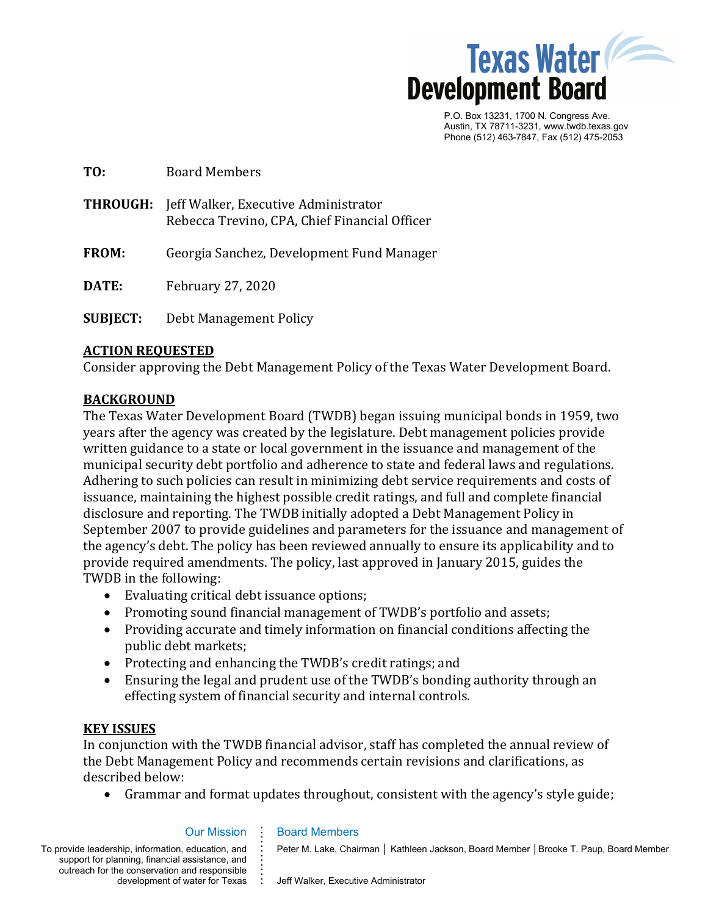**Texas Water Development Board**

P.O. Box 13231, 1700 N. Congress Ave.
Austin, TX 78711-3231, www.twdb.texas.gov
Phone (512) 463-7847, Fax (512) 475-2053

**TO:** Board Members

**THROUGH:** Jeff Walker, Executive Administrator
Rebecca Trevino, CPA, Chief Financial Officer

**FROM:** Georgia Sanchez, Development Fund Manager

**DATE:** February 27, 2020

**SUBJECT:** Debt Management Policy

## ACTION REQUESTED

Consider approving the Debt Management Policy of the Texas Water Development Board.

## BACKGROUND

The Texas Water Development Board (TWDB) began issuing municipal bonds in 1959, two years after the agency was created by the legislature. Debt management policies provide written guidance to a state or local government in the issuance and management of the municipal security debt portfolio and adherence to state and federal laws and regulations. Adhering to such policies can result in minimizing debt service requirements and costs of issuance, maintaining the highest possible credit ratings, and full and complete financial disclosure and reporting. The TWDB initially adopted a Debt Management Policy in September 2007 to provide guidelines and parameters for the issuance and management of the agency's debt. The policy has been reviewed annually to ensure its applicability and to provide required amendments. The policy, last approved in January 2015, guides the TWDB in the following:

- Evaluating critical debt issuance options;
- Promoting sound financial management of TWDB's portfolio and assets;
- Providing accurate and timely information on financial conditions affecting the public debt markets;
- Protecting and enhancing the TWDB's credit ratings; and
- Ensuring the legal and prudent use of the TWDB's bonding authority through an effecting system of financial security and internal controls.

## KEY ISSUES

In conjunction with the TWDB financial advisor, staff has completed the annual review of the Debt Management Policy and recommends certain revisions and clarifications, as described below:

- Grammar and format updates throughout, consistent with the agency's style guide;

Our Mission

To provide leadership, information, education, and support for planning, financial assistance, and outreach for the conservation and responsible development of water for Texas

Board Members

Peter M. Lake, Chairman | Kathleen Jackson, Board Member | Brooke T. Paup, Board Member

Jeff Walker, Executive Administrator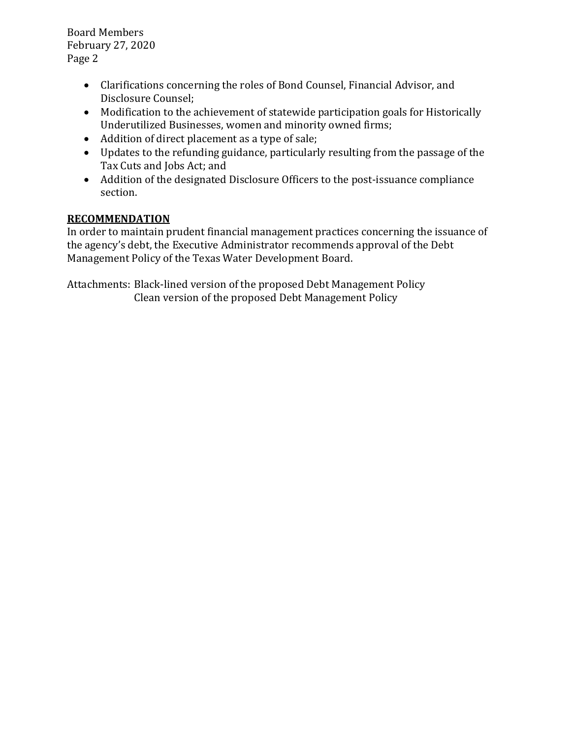- Clarifications concerning the roles of Bond Counsel, Financial Advisor, and Disclosure Counsel;
- Modification to the achievement of statewide participation goals for Historically Underutilized Businesses, women and minority owned firms;
- Addition of direct placement as a type of sale;
- Updates to the refunding guidance, particularly resulting from the passage of the Tax Cuts and Jobs Act; and
- Addition of the designated Disclosure Officers to the post-issuance compliance section.

**RECOMMENDATION**

In order to maintain prudent financial management practices concerning the issuance of the agency's debt, the Executive Administrator recommends approval of the Debt Management Policy of the Texas Water Development Board.

Attachments: Black-lined version of the proposed Debt Management Policy
Clean version of the proposed Debt Management Policy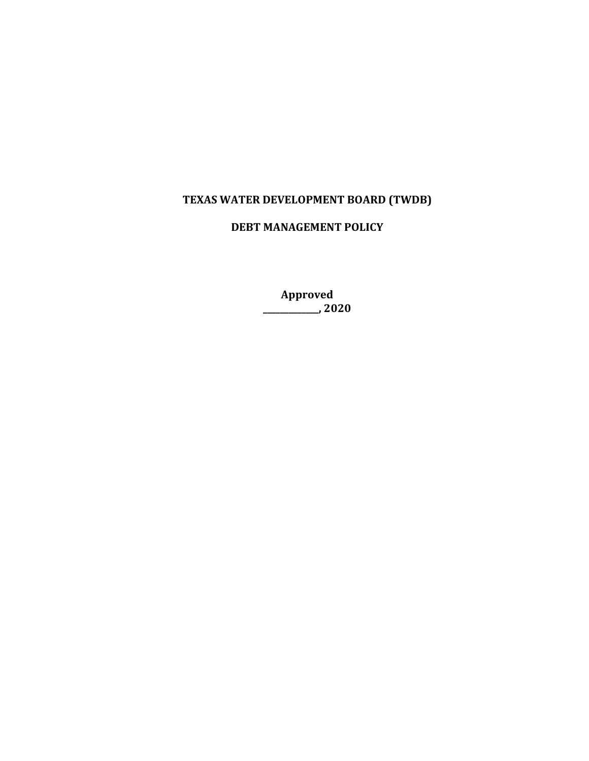**TEXAS WATER DEVELOPMENT BOARD (TWDB)**

**DEBT MANAGEMENT POLICY**

**Approved**
**____________, 2020**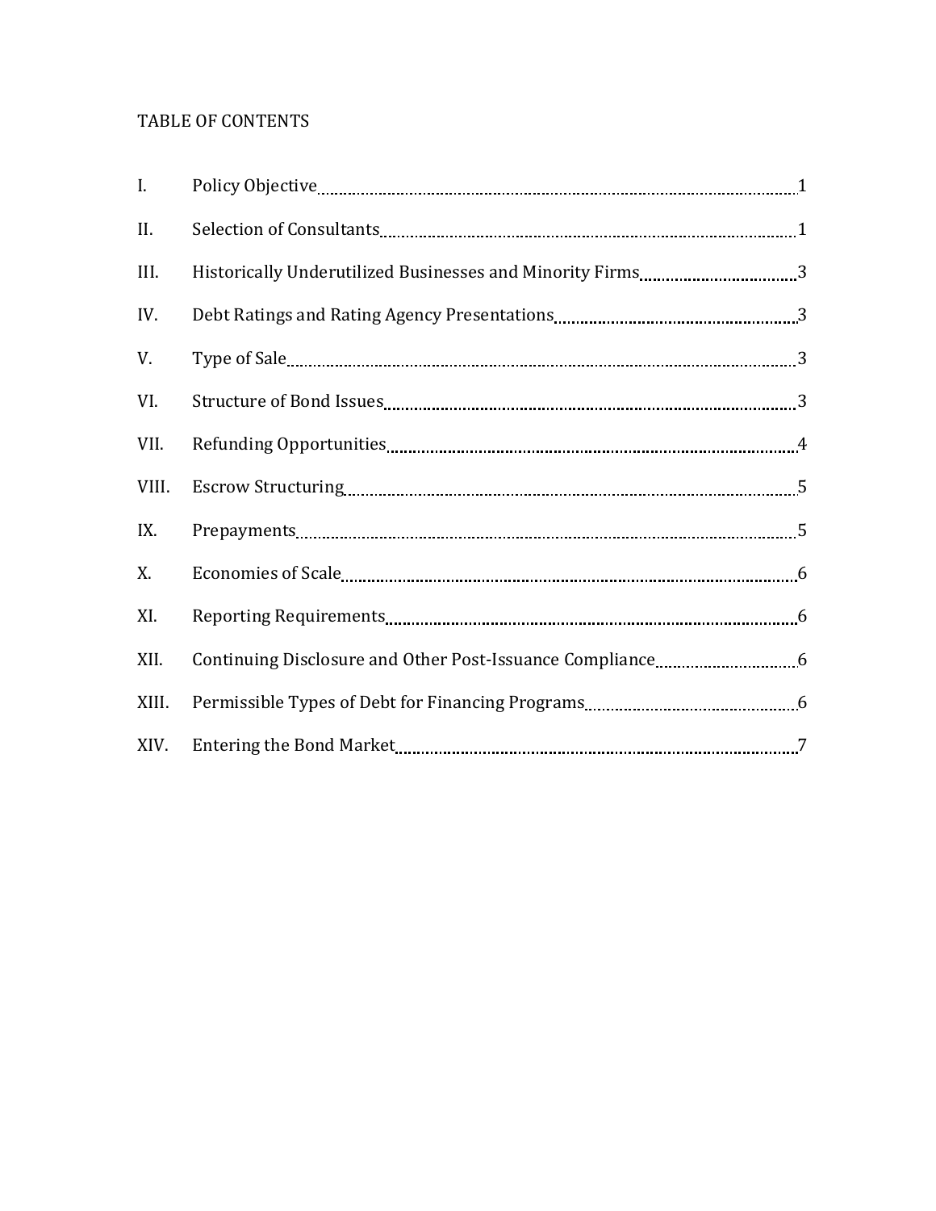TABLE OF CONTENTS

| | | |
|---|---|---|
| I. | Policy Objective | 1 |
| II. | Selection of Consultants | 1 |
| III. | Historically Underutilized Businesses and Minority Firms | 3 |
| IV. | Debt Ratings and Rating Agency Presentations | 3 |
| V. | Type of Sale | 3 |
| VI. | Structure of Bond Issues | 3 |
| VII. | Refunding Opportunities | 4 |
| VIII. | Escrow Structuring | 5 |
| IX. | Prepayments | 5 |
| X. | Economies of Scale | 6 |
| XI. | Reporting Requirements | 6 |
| XII. | Continuing Disclosure and Other Post-Issuance Compliance | 6 |
| XIII. | Permissible Types of Debt for Financing Programs | 6 |
| XIV. | Entering the Bond Market | 7 |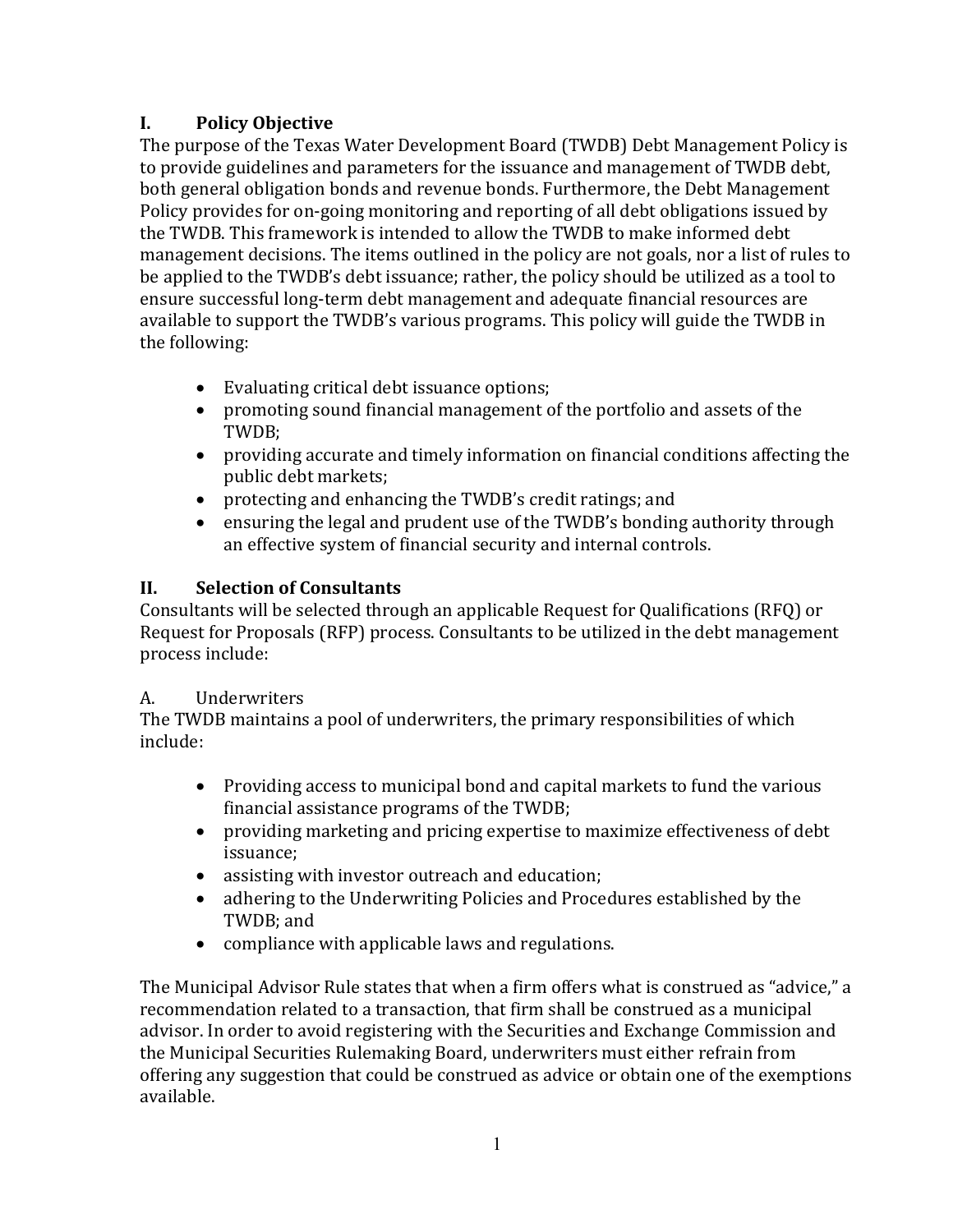## I. Policy Objective

The purpose of the Texas Water Development Board (TWDB) Debt Management Policy is to provide guidelines and parameters for the issuance and management of TWDB debt, both general obligation bonds and revenue bonds. Furthermore, the Debt Management Policy provides for on-going monitoring and reporting of all debt obligations issued by the TWDB. This framework is intended to allow the TWDB to make informed debt management decisions. The items outlined in the policy are not goals, nor a list of rules to be applied to the TWDB's debt issuance; rather, the policy should be utilized as a tool to ensure successful long-term debt management and adequate financial resources are available to support the TWDB's various programs. This policy will guide the TWDB in the following:

- Evaluating critical debt issuance options;
- promoting sound financial management of the portfolio and assets of the TWDB;
- providing accurate and timely information on financial conditions affecting the public debt markets;
- protecting and enhancing the TWDB's credit ratings; and
- ensuring the legal and prudent use of the TWDB's bonding authority through an effective system of financial security and internal controls.

## II. Selection of Consultants

Consultants will be selected through an applicable Request for Qualifications (RFQ) or Request for Proposals (RFP) process. Consultants to be utilized in the debt management process include:

### A. Underwriters

The TWDB maintains a pool of underwriters, the primary responsibilities of which include:

- Providing access to municipal bond and capital markets to fund the various financial assistance programs of the TWDB;
- providing marketing and pricing expertise to maximize effectiveness of debt issuance;
- assisting with investor outreach and education;
- adhering to the Underwriting Policies and Procedures established by the TWDB; and
- compliance with applicable laws and regulations.

The Municipal Advisor Rule states that when a firm offers what is construed as "advice," a recommendation related to a transaction, that firm shall be construed as a municipal advisor. In order to avoid registering with the Securities and Exchange Commission and the Municipal Securities Rulemaking Board, underwriters must either refrain from offering any suggestion that could be construed as advice or obtain one of the exemptions available.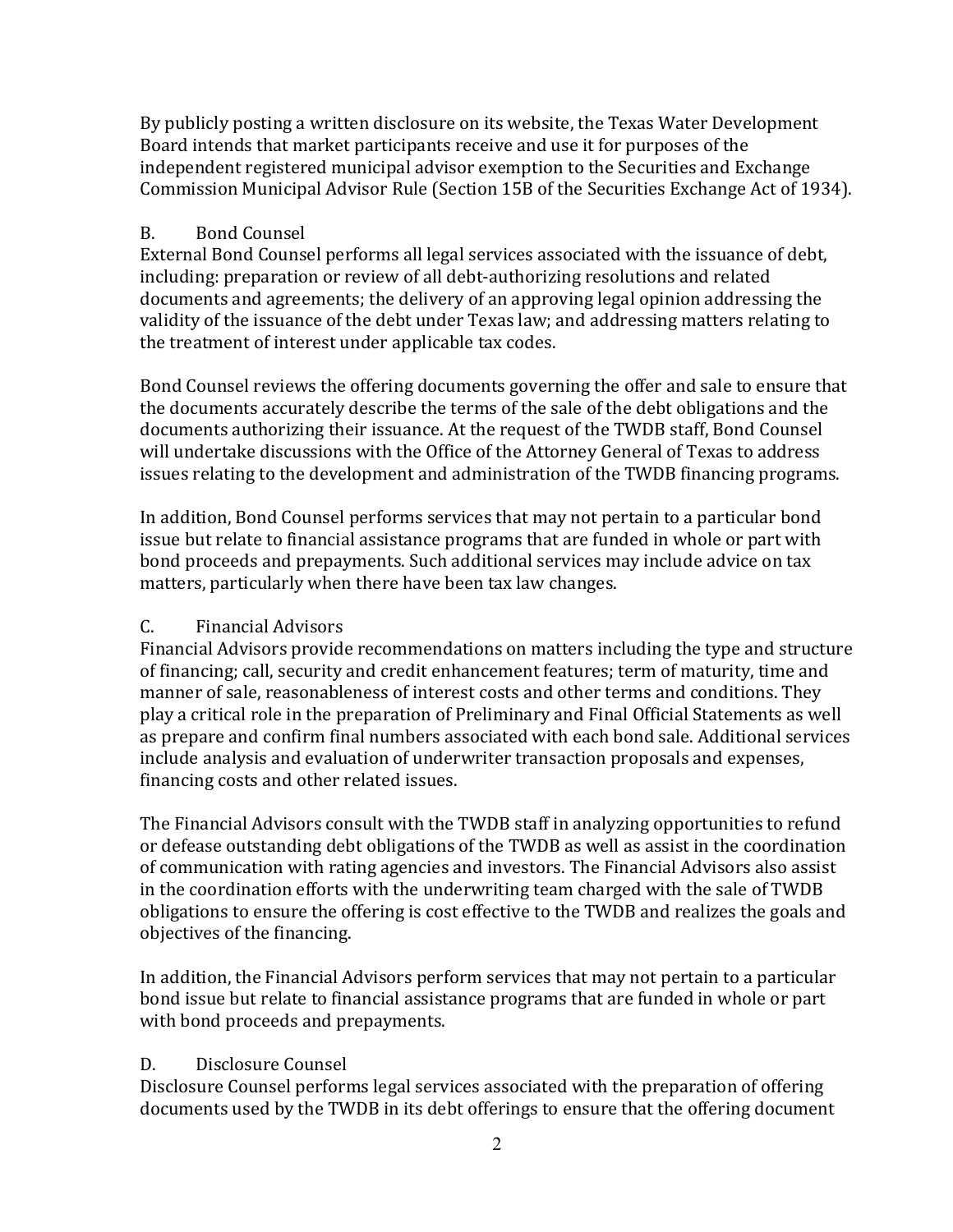By publicly posting a written disclosure on its website, the Texas Water Development Board intends that market participants receive and use it for purposes of the independent registered municipal advisor exemption to the Securities and Exchange Commission Municipal Advisor Rule (Section 15B of the Securities Exchange Act of 1934).

### B. Bond Counsel

External Bond Counsel performs all legal services associated with the issuance of debt, including: preparation or review of all debt-authorizing resolutions and related documents and agreements; the delivery of an approving legal opinion addressing the validity of the issuance of the debt under Texas law; and addressing matters relating to the treatment of interest under applicable tax codes.

Bond Counsel reviews the offering documents governing the offer and sale to ensure that the documents accurately describe the terms of the sale of the debt obligations and the documents authorizing their issuance. At the request of the TWDB staff, Bond Counsel will undertake discussions with the Office of the Attorney General of Texas to address issues relating to the development and administration of the TWDB financing programs.

In addition, Bond Counsel performs services that may not pertain to a particular bond issue but relate to financial assistance programs that are funded in whole or part with bond proceeds and prepayments. Such additional services may include advice on tax matters, particularly when there have been tax law changes.

### C. Financial Advisors

Financial Advisors provide recommendations on matters including the type and structure of financing; call, security and credit enhancement features; term of maturity, time and manner of sale, reasonableness of interest costs and other terms and conditions. They play a critical role in the preparation of Preliminary and Final Official Statements as well as prepare and confirm final numbers associated with each bond sale. Additional services include analysis and evaluation of underwriter transaction proposals and expenses, financing costs and other related issues.

The Financial Advisors consult with the TWDB staff in analyzing opportunities to refund or defease outstanding debt obligations of the TWDB as well as assist in the coordination of communication with rating agencies and investors. The Financial Advisors also assist in the coordination efforts with the underwriting team charged with the sale of TWDB obligations to ensure the offering is cost effective to the TWDB and realizes the goals and objectives of the financing.

In addition, the Financial Advisors perform services that may not pertain to a particular bond issue but relate to financial assistance programs that are funded in whole or part with bond proceeds and prepayments.

### D. Disclosure Counsel

Disclosure Counsel performs legal services associated with the preparation of offering documents used by the TWDB in its debt offerings to ensure that the offering document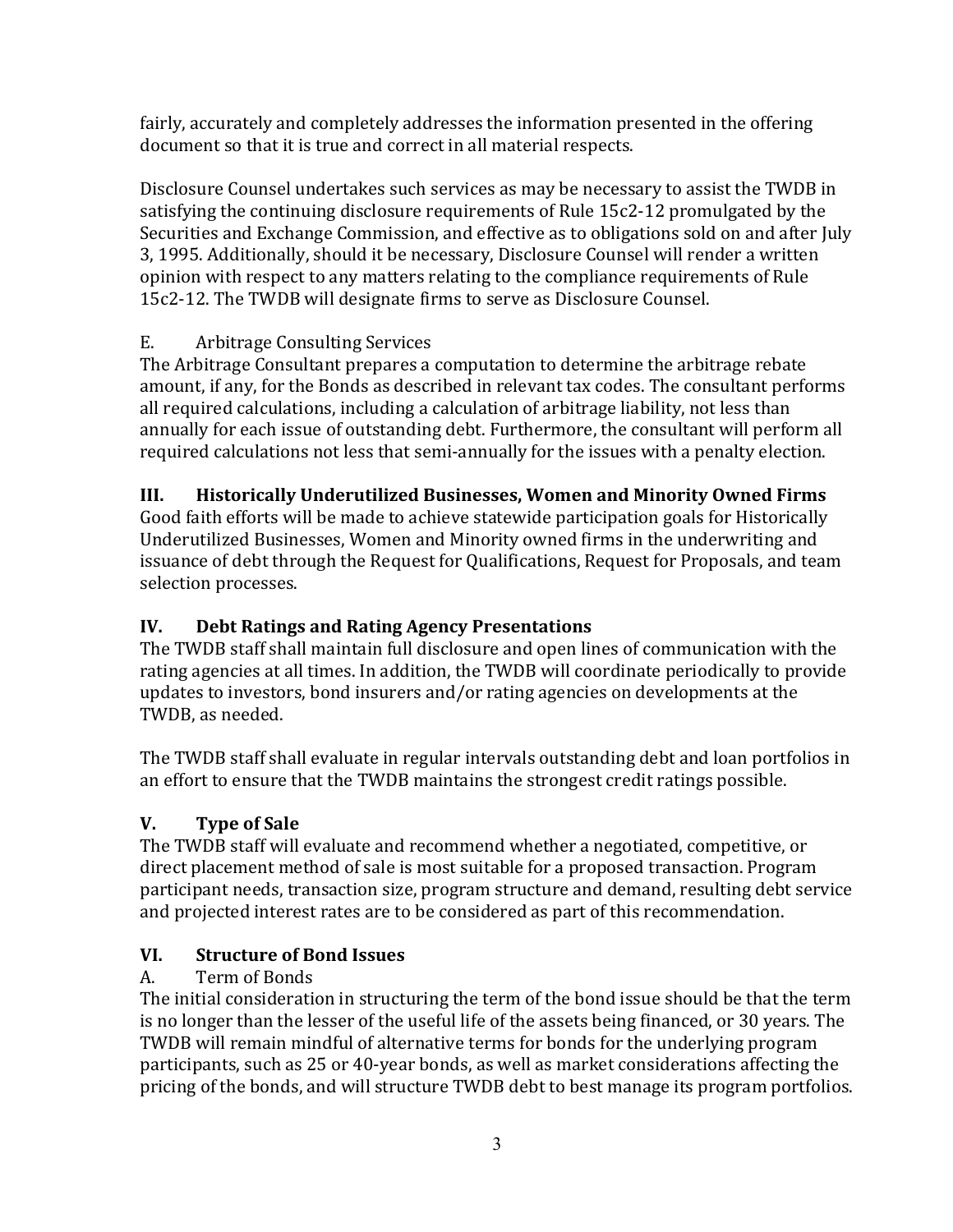fairly, accurately and completely addresses the information presented in the offering document so that it is true and correct in all material respects.

Disclosure Counsel undertakes such services as may be necessary to assist the TWDB in satisfying the continuing disclosure requirements of Rule 15c2-12 promulgated by the Securities and Exchange Commission, and effective as to obligations sold on and after July 3, 1995. Additionally, should it be necessary, Disclosure Counsel will render a written opinion with respect to any matters relating to the compliance requirements of Rule 15c2-12. The TWDB will designate firms to serve as Disclosure Counsel.

E. Arbitrage Consulting Services

The Arbitrage Consultant prepares a computation to determine the arbitrage rebate amount, if any, for the Bonds as described in relevant tax codes. The consultant performs all required calculations, including a calculation of arbitrage liability, not less than annually for each issue of outstanding debt. Furthermore, the consultant will perform all required calculations not less that semi-annually for the issues with a penalty election.

## III. Historically Underutilized Businesses, Women and Minority Owned Firms

Good faith efforts will be made to achieve statewide participation goals for Historically Underutilized Businesses, Women and Minority owned firms in the underwriting and issuance of debt through the Request for Qualifications, Request for Proposals, and team selection processes.

## IV. Debt Ratings and Rating Agency Presentations

The TWDB staff shall maintain full disclosure and open lines of communication with the rating agencies at all times. In addition, the TWDB will coordinate periodically to provide updates to investors, bond insurers and/or rating agencies on developments at the TWDB, as needed.

The TWDB staff shall evaluate in regular intervals outstanding debt and loan portfolios in an effort to ensure that the TWDB maintains the strongest credit ratings possible.

## V. Type of Sale

The TWDB staff will evaluate and recommend whether a negotiated, competitive, or direct placement method of sale is most suitable for a proposed transaction. Program participant needs, transaction size, program structure and demand, resulting debt service and projected interest rates are to be considered as part of this recommendation.

## VI. Structure of Bond Issues

A. Term of Bonds

The initial consideration in structuring the term of the bond issue should be that the term is no longer than the lesser of the useful life of the assets being financed, or 30 years. The TWDB will remain mindful of alternative terms for bonds for the underlying program participants, such as 25 or 40-year bonds, as well as market considerations affecting the pricing of the bonds, and will structure TWDB debt to best manage its program portfolios.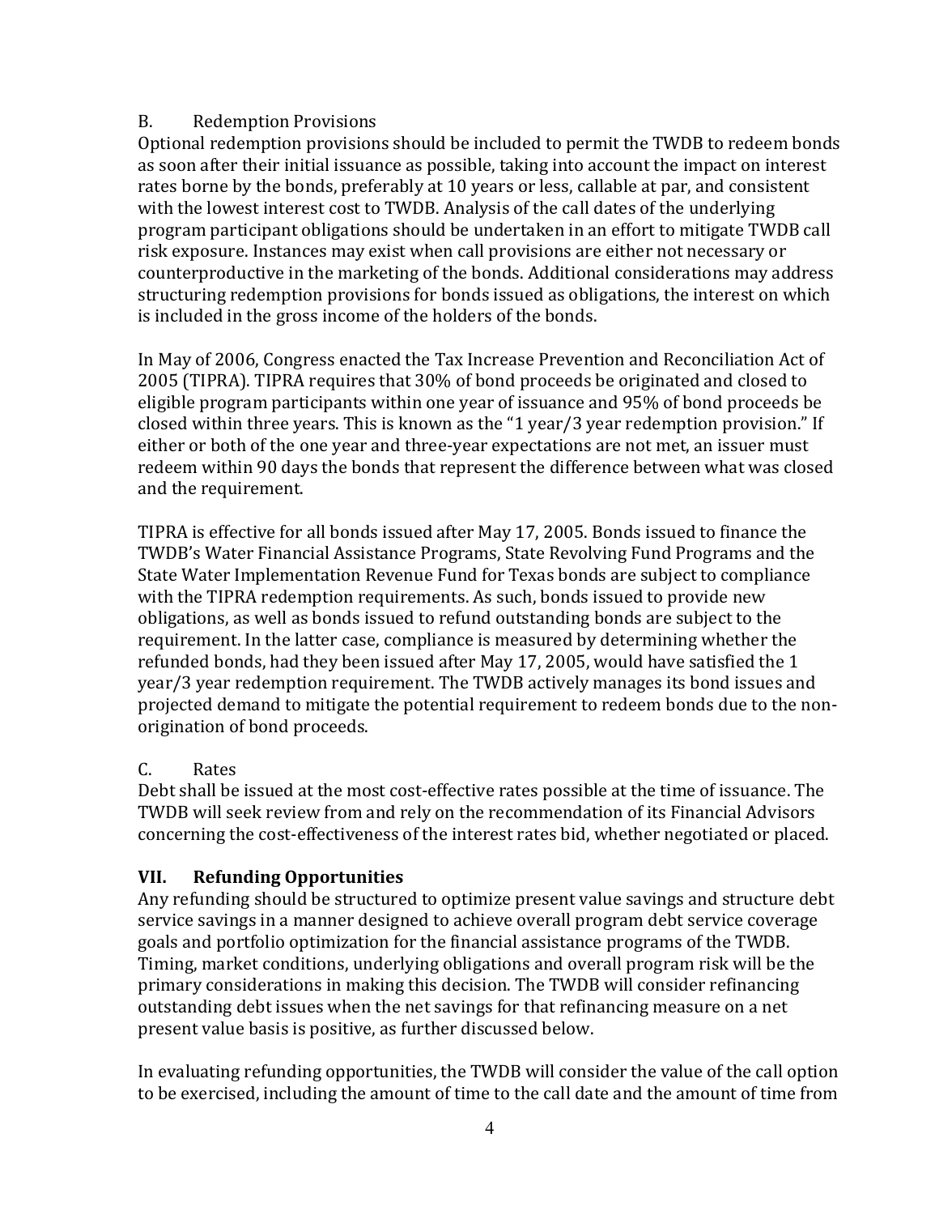B. Redemption Provisions

Optional redemption provisions should be included to permit the TWDB to redeem bonds as soon after their initial issuance as possible, taking into account the impact on interest rates borne by the bonds, preferably at 10 years or less, callable at par, and consistent with the lowest interest cost to TWDB. Analysis of the call dates of the underlying program participant obligations should be undertaken in an effort to mitigate TWDB call risk exposure. Instances may exist when call provisions are either not necessary or counterproductive in the marketing of the bonds. Additional considerations may address structuring redemption provisions for bonds issued as obligations, the interest on which is included in the gross income of the holders of the bonds.

In May of 2006, Congress enacted the Tax Increase Prevention and Reconciliation Act of 2005 (TIPRA). TIPRA requires that 30% of bond proceeds be originated and closed to eligible program participants within one year of issuance and 95% of bond proceeds be closed within three years. This is known as the "1 year/3 year redemption provision." If either or both of the one year and three-year expectations are not met, an issuer must redeem within 90 days the bonds that represent the difference between what was closed and the requirement.

TIPRA is effective for all bonds issued after May 17, 2005. Bonds issued to finance the TWDB's Water Financial Assistance Programs, State Revolving Fund Programs and the State Water Implementation Revenue Fund for Texas bonds are subject to compliance with the TIPRA redemption requirements. As such, bonds issued to provide new obligations, as well as bonds issued to refund outstanding bonds are subject to the requirement. In the latter case, compliance is measured by determining whether the refunded bonds, had they been issued after May 17, 2005, would have satisfied the 1 year/3 year redemption requirement. The TWDB actively manages its bond issues and projected demand to mitigate the potential requirement to redeem bonds due to the non-origination of bond proceeds.

C. Rates

Debt shall be issued at the most cost-effective rates possible at the time of issuance. The TWDB will seek review from and rely on the recommendation of its Financial Advisors concerning the cost-effectiveness of the interest rates bid, whether negotiated or placed.

## VII. Refunding Opportunities

Any refunding should be structured to optimize present value savings and structure debt service savings in a manner designed to achieve overall program debt service coverage goals and portfolio optimization for the financial assistance programs of the TWDB. Timing, market conditions, underlying obligations and overall program risk will be the primary considerations in making this decision. The TWDB will consider refinancing outstanding debt issues when the net savings for that refinancing measure on a net present value basis is positive, as further discussed below.

In evaluating refunding opportunities, the TWDB will consider the value of the call option to be exercised, including the amount of time to the call date and the amount of time from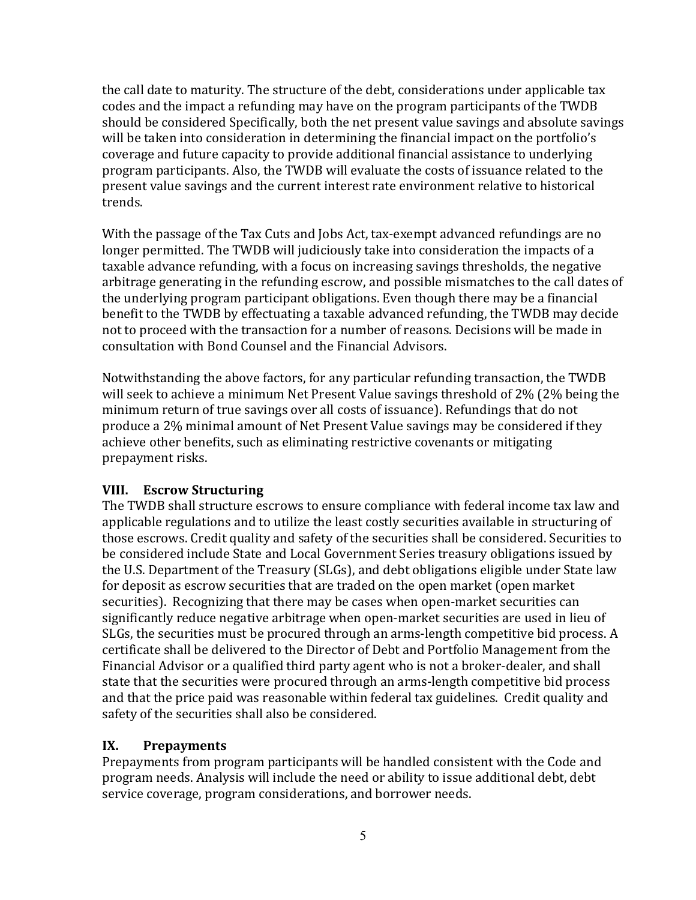the call date to maturity. The structure of the debt, considerations under applicable tax codes and the impact a refunding may have on the program participants of the TWDB should be considered Specifically, both the net present value savings and absolute savings will be taken into consideration in determining the financial impact on the portfolio's coverage and future capacity to provide additional financial assistance to underlying program participants. Also, the TWDB will evaluate the costs of issuance related to the present value savings and the current interest rate environment relative to historical trends.

With the passage of the Tax Cuts and Jobs Act, tax-exempt advanced refundings are no longer permitted. The TWDB will judiciously take into consideration the impacts of a taxable advance refunding, with a focus on increasing savings thresholds, the negative arbitrage generating in the refunding escrow, and possible mismatches to the call dates of the underlying program participant obligations. Even though there may be a financial benefit to the TWDB by effectuating a taxable advanced refunding, the TWDB may decide not to proceed with the transaction for a number of reasons. Decisions will be made in consultation with Bond Counsel and the Financial Advisors.

Notwithstanding the above factors, for any particular refunding transaction, the TWDB will seek to achieve a minimum Net Present Value savings threshold of 2% (2% being the minimum return of true savings over all costs of issuance). Refundings that do not produce a 2% minimal amount of Net Present Value savings may be considered if they achieve other benefits, such as eliminating restrictive covenants or mitigating prepayment risks.

## VIII. Escrow Structuring

The TWDB shall structure escrows to ensure compliance with federal income tax law and applicable regulations and to utilize the least costly securities available in structuring of those escrows. Credit quality and safety of the securities shall be considered. Securities to be considered include State and Local Government Series treasury obligations issued by the U.S. Department of the Treasury (SLGs), and debt obligations eligible under State law for deposit as escrow securities that are traded on the open market (open market securities). Recognizing that there may be cases when open-market securities can significantly reduce negative arbitrage when open-market securities are used in lieu of SLGs, the securities must be procured through an arms-length competitive bid process. A certificate shall be delivered to the Director of Debt and Portfolio Management from the Financial Advisor or a qualified third party agent who is not a broker-dealer, and shall state that the securities were procured through an arms-length competitive bid process and that the price paid was reasonable within federal tax guidelines. Credit quality and safety of the securities shall also be considered.

## IX. Prepayments

Prepayments from program participants will be handled consistent with the Code and program needs. Analysis will include the need or ability to issue additional debt, debt service coverage, program considerations, and borrower needs.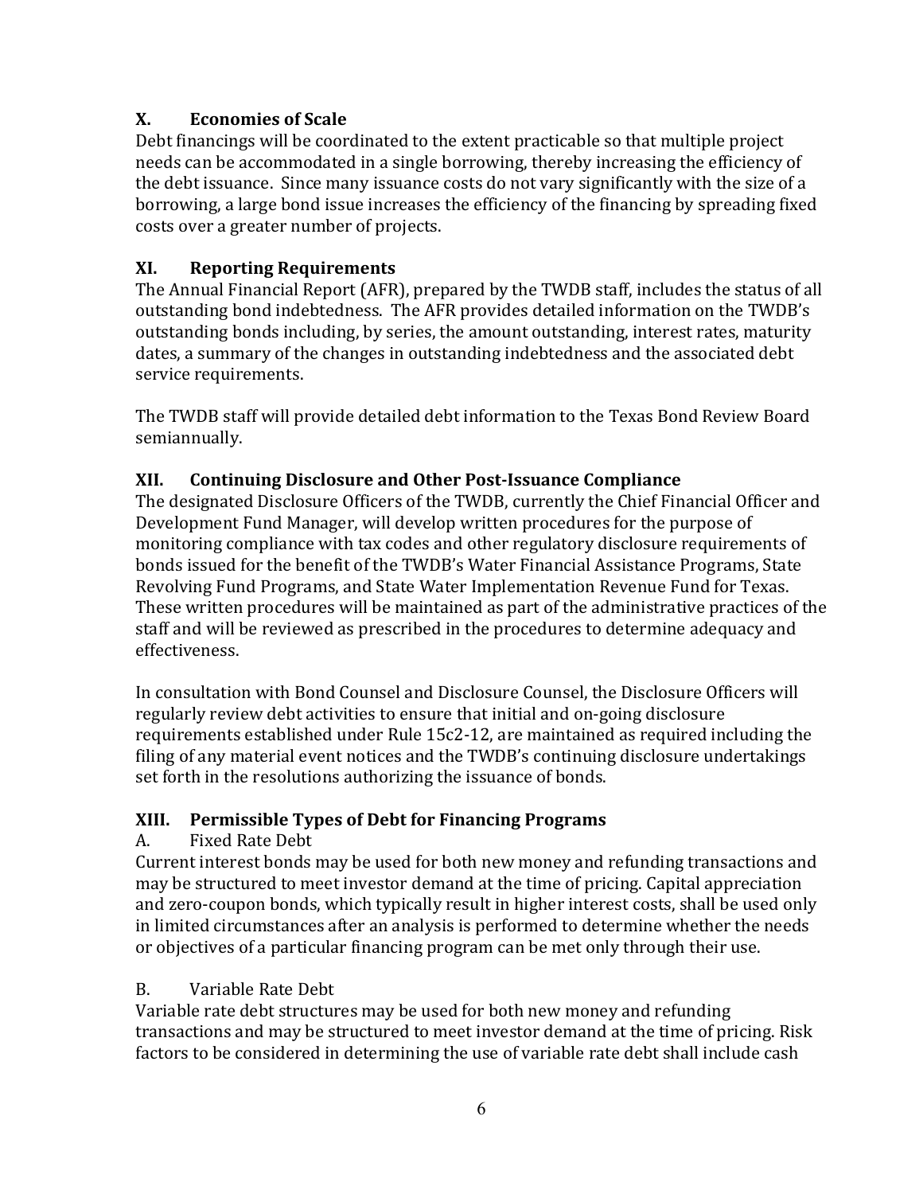## X. Economies of Scale

Debt financings will be coordinated to the extent practicable so that multiple project needs can be accommodated in a single borrowing, thereby increasing the efficiency of the debt issuance. Since many issuance costs do not vary significantly with the size of a borrowing, a large bond issue increases the efficiency of the financing by spreading fixed costs over a greater number of projects.

## XI. Reporting Requirements

The Annual Financial Report (AFR), prepared by the TWDB staff, includes the status of all outstanding bond indebtedness. The AFR provides detailed information on the TWDB's outstanding bonds including, by series, the amount outstanding, interest rates, maturity dates, a summary of the changes in outstanding indebtedness and the associated debt service requirements.

The TWDB staff will provide detailed debt information to the Texas Bond Review Board semiannually.

## XII. Continuing Disclosure and Other Post-Issuance Compliance

The designated Disclosure Officers of the TWDB, currently the Chief Financial Officer and Development Fund Manager, will develop written procedures for the purpose of monitoring compliance with tax codes and other regulatory disclosure requirements of bonds issued for the benefit of the TWDB's Water Financial Assistance Programs, State Revolving Fund Programs, and State Water Implementation Revenue Fund for Texas. These written procedures will be maintained as part of the administrative practices of the staff and will be reviewed as prescribed in the procedures to determine adequacy and effectiveness.

In consultation with Bond Counsel and Disclosure Counsel, the Disclosure Officers will regularly review debt activities to ensure that initial and on-going disclosure requirements established under Rule 15c2-12, are maintained as required including the filing of any material event notices and the TWDB's continuing disclosure undertakings set forth in the resolutions authorizing the issuance of bonds.

## XIII. Permissible Types of Debt for Financing Programs

A. Fixed Rate Debt

Current interest bonds may be used for both new money and refunding transactions and may be structured to meet investor demand at the time of pricing. Capital appreciation and zero-coupon bonds, which typically result in higher interest costs, shall be used only in limited circumstances after an analysis is performed to determine whether the needs or objectives of a particular financing program can be met only through their use.

B. Variable Rate Debt

Variable rate debt structures may be used for both new money and refunding transactions and may be structured to meet investor demand at the time of pricing. Risk factors to be considered in determining the use of variable rate debt shall include cash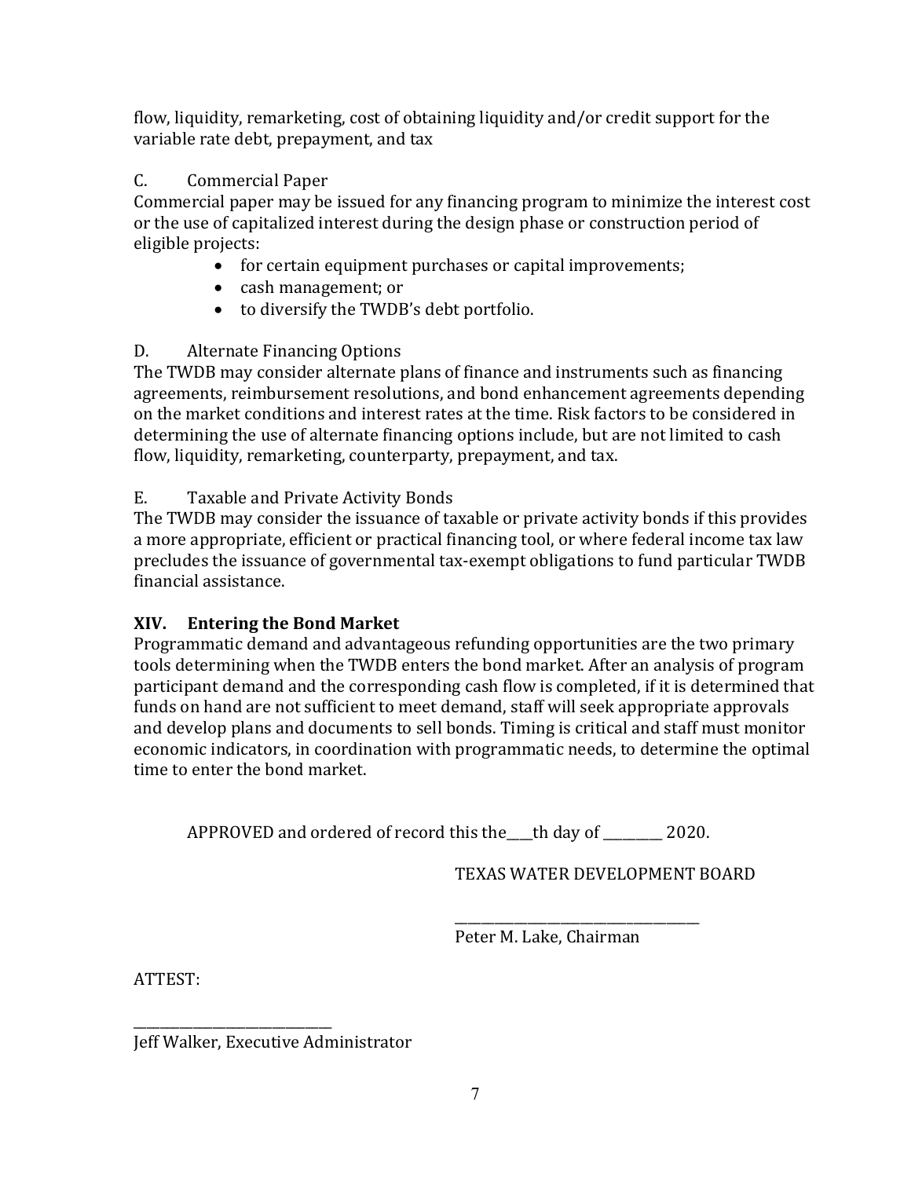flow, liquidity, remarketing, cost of obtaining liquidity and/or credit support for the variable rate debt, prepayment, and tax

C. Commercial Paper

Commercial paper may be issued for any financing program to minimize the interest cost or the use of capitalized interest during the design phase or construction period of eligible projects:

- for certain equipment purchases or capital improvements;
- cash management; or
- to diversify the TWDB's debt portfolio.

D. Alternate Financing Options

The TWDB may consider alternate plans of finance and instruments such as financing agreements, reimbursement resolutions, and bond enhancement agreements depending on the market conditions and interest rates at the time. Risk factors to be considered in determining the use of alternate financing options include, but are not limited to cash flow, liquidity, remarketing, counterparty, prepayment, and tax.

E. Taxable and Private Activity Bonds

The TWDB may consider the issuance of taxable or private activity bonds if this provides a more appropriate, efficient or practical financing tool, or where federal income tax law precludes the issuance of governmental tax-exempt obligations to fund particular TWDB financial assistance.

## XIV. Entering the Bond Market

Programmatic demand and advantageous refunding opportunities are the two primary tools determining when the TWDB enters the bond market. After an analysis of program participant demand and the corresponding cash flow is completed, if it is determined that funds on hand are not sufficient to meet demand, staff will seek appropriate approvals and develop plans and documents to sell bonds. Timing is critical and staff must monitor economic indicators, in coordination with programmatic needs, to determine the optimal time to enter the bond market.

APPROVED and ordered of record this the____th day of _________ 2020.

TEXAS WATER DEVELOPMENT BOARD

____________________________________
Peter M. Lake, Chairman

ATTEST:

_____________________________
Jeff Walker, Executive Administrator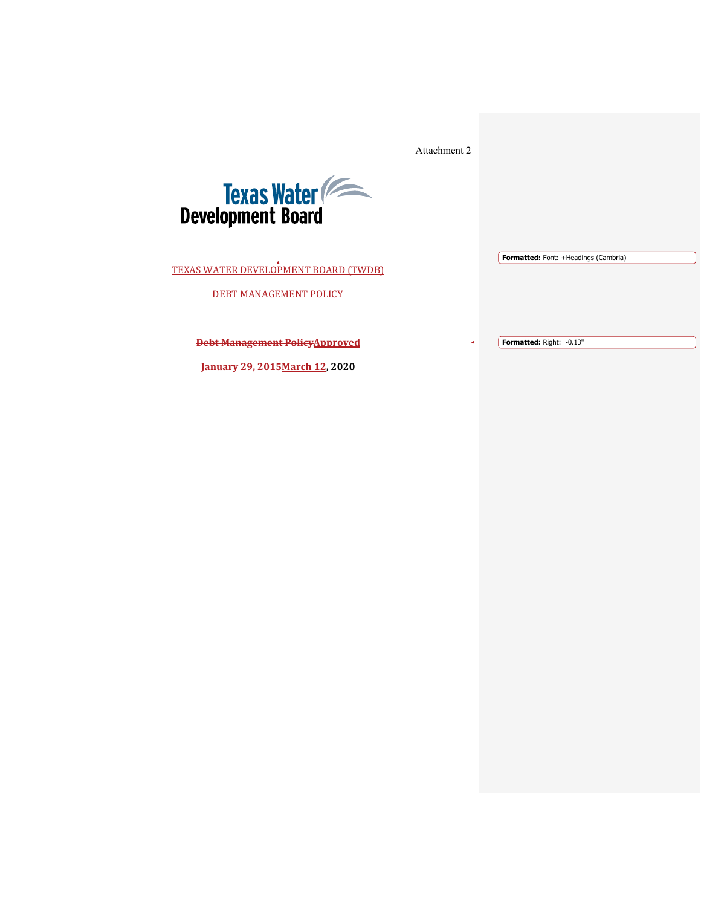Attachment 2

Texas Water Development Board

TEXAS WATER DEVELOPMENT BOARD (TWDB)

DEBT MANAGEMENT POLICY

**~~Debt Management Policy~~Approved**

**~~January 29, 2015~~March 12, 2020**

Formatted: Font: +Headings (Cambria)

Formatted: Right: -0.13"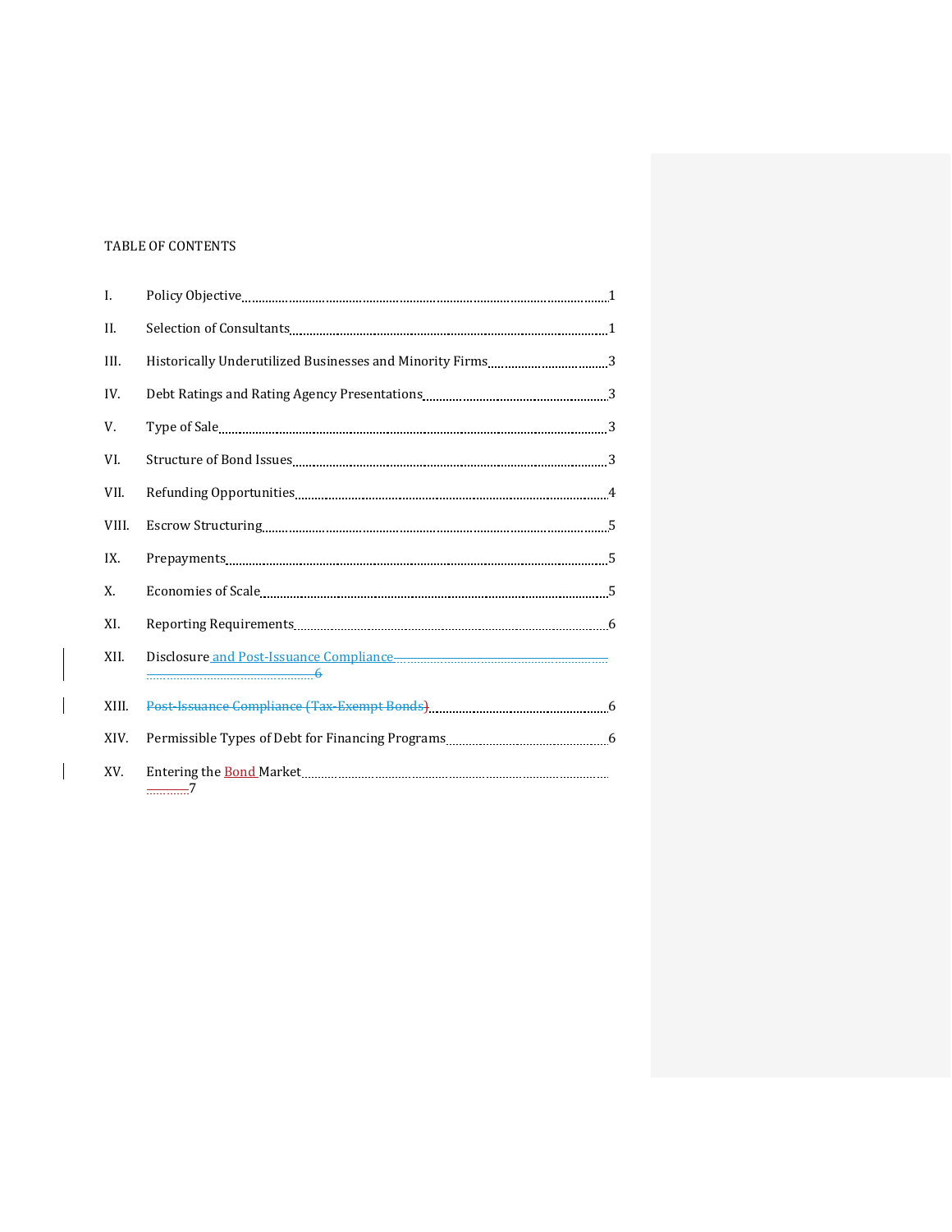TABLE OF CONTENTS

| | | |
|---|---|---|
| I. | Policy Objective | 1 |
| II. | Selection of Consultants | 1 |
| III. | Historically Underutilized Businesses and Minority Firms | 3 |
| IV. | Debt Ratings and Rating Agency Presentations | 3 |
| V. | Type of Sale | 3 |
| VI. | Structure of Bond Issues | 3 |
| VII. | Refunding Opportunities | 4 |
| VIII. | Escrow Structuring | 5 |
| IX. | Prepayments | 5 |
| X. | Economies of Scale | 5 |
| XI. | Reporting Requirements | 6 |
| XII. | Disclosure and Post-Issuance Compliance | 6 |
| XIII. | ~~Post-Issuance Compliance (Tax-Exempt Bonds)~~ | 6 |
| XIV. | Permissible Types of Debt for Financing Programs | 6 |
| XV. | Entering the Bond Market | 7 |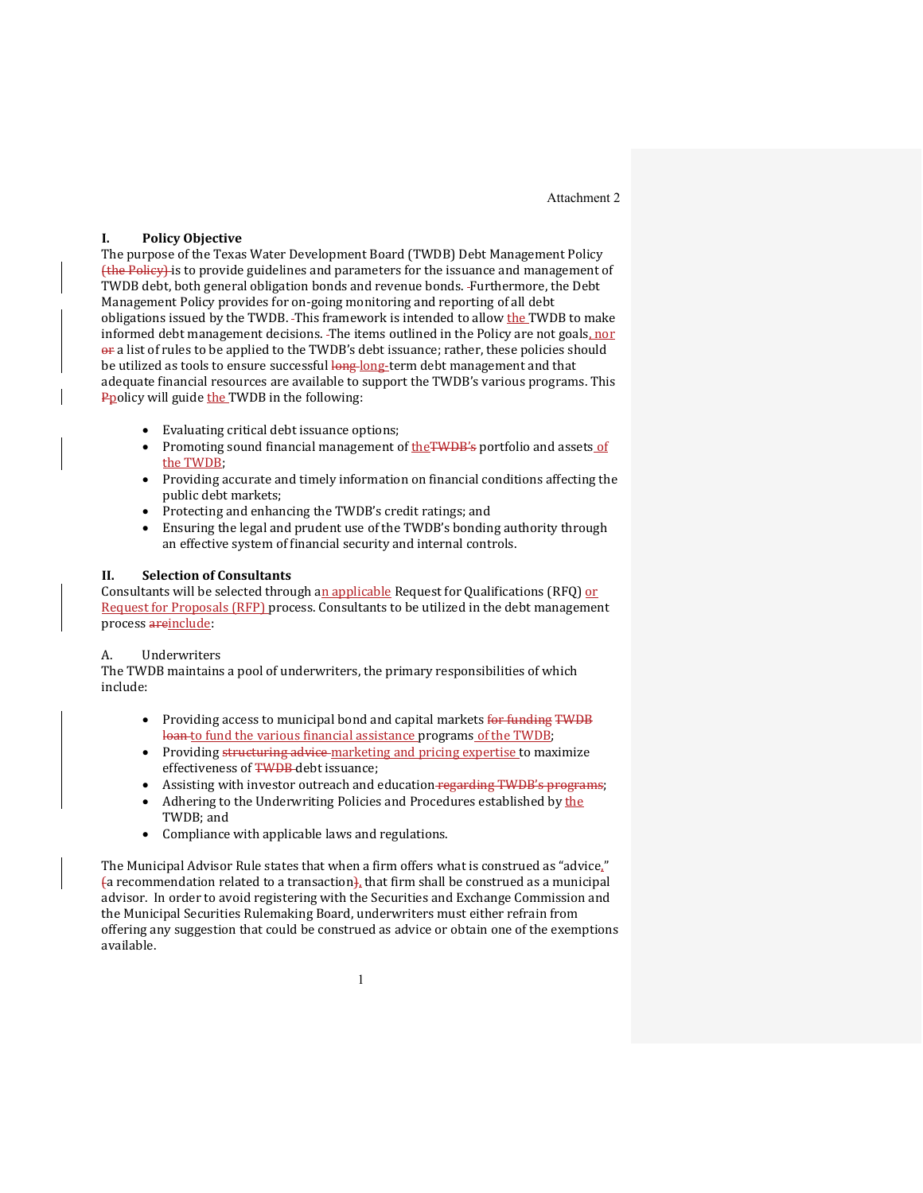Attachment 2

## I. Policy Objective

The purpose of the Texas Water Development Board (TWDB) Debt Management Policy ~~(the Policy)~~ is to provide guidelines and parameters for the issuance and management of TWDB debt, both general obligation bonds and revenue bonds. Furthermore, the Debt Management Policy provides for on-going monitoring and reporting of all debt obligations issued by the TWDB. This framework is intended to allow the TWDB to make informed debt management decisions. The items outlined in the Policy are not goals, nor ~~or~~ a list of rules to be applied to the TWDB's debt issuance; rather, these policies should be utilized as tools to ensure successful ~~long~~ long-term debt management and that adequate financial resources are available to support the TWDB's various programs. This ~~P~~policy will guide the TWDB in the following:

- Evaluating critical debt issuance options;
- Promoting sound financial management of the~~TWDB's~~ portfolio and assets of the TWDB;
- Providing accurate and timely information on financial conditions affecting the public debt markets;
- Protecting and enhancing the TWDB's credit ratings; and
- Ensuring the legal and prudent use of the TWDB's bonding authority through an effective system of financial security and internal controls.

## II. Selection of Consultants

Consultants will be selected through an applicable Request for Qualifications (RFQ) or Request for Proposals (RFP) process. Consultants to be utilized in the debt management process ~~are~~include:

### A. Underwriters

The TWDB maintains a pool of underwriters, the primary responsibilities of which include:

- Providing access to municipal bond and capital markets ~~for funding TWDB loan~~ to fund the various financial assistance programs of the TWDB;
- Providing ~~structuring advice~~ marketing and pricing expertise to maximize effectiveness of ~~TWDB~~ debt issuance;
- Assisting with investor outreach and education ~~regarding TWDB's programs~~;
- Adhering to the Underwriting Policies and Procedures established by the TWDB; and
- Compliance with applicable laws and regulations.

The Municipal Advisor Rule states that when a firm offers what is construed as "advice," ~~(~~a recommendation related to a transaction~~)~~, that firm shall be construed as a municipal advisor. In order to avoid registering with the Securities and Exchange Commission and the Municipal Securities Rulemaking Board, underwriters must either refrain from offering any suggestion that could be construed as advice or obtain one of the exemptions available.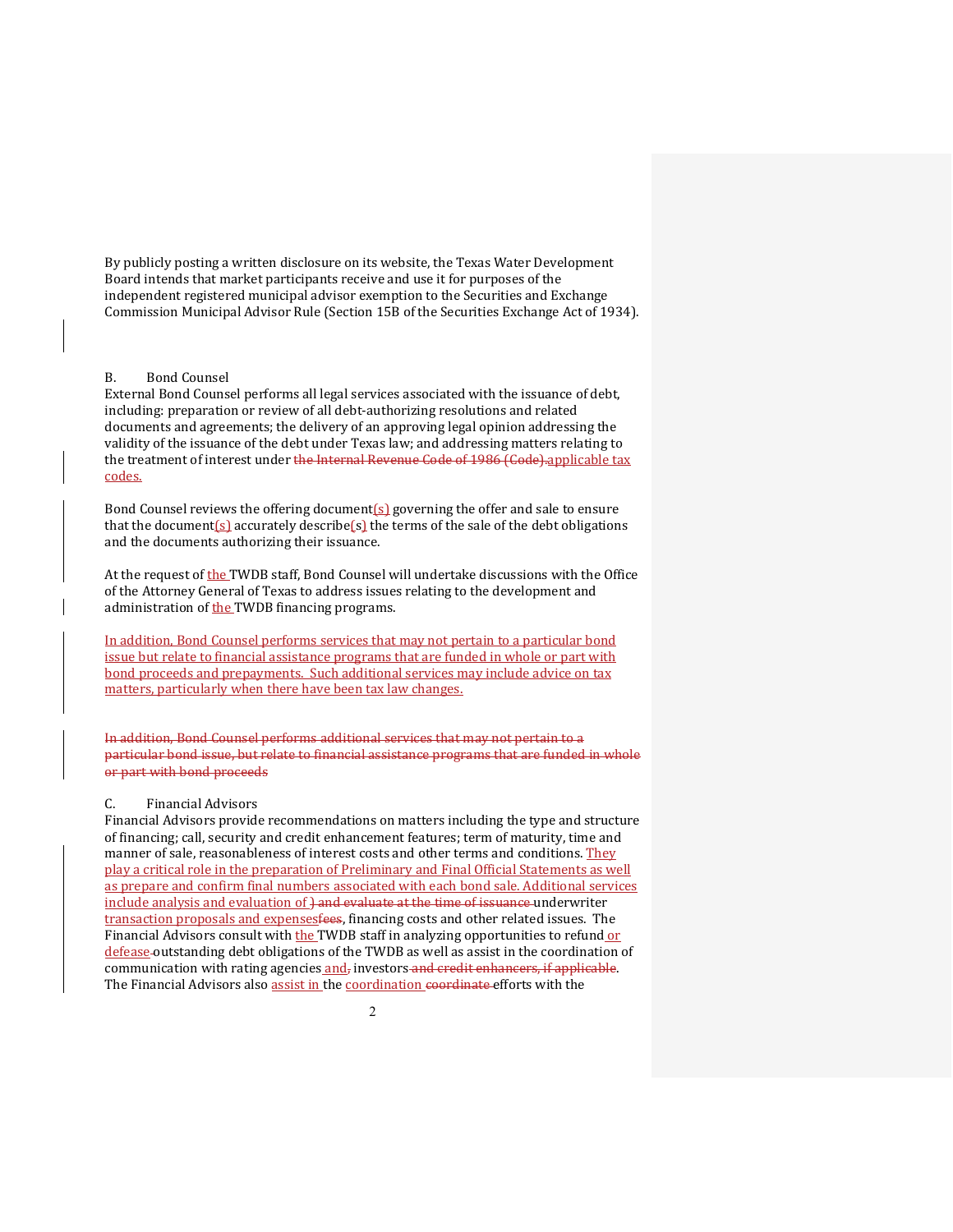By publicly posting a written disclosure on its website, the Texas Water Development Board intends that market participants receive and use it for purposes of the independent registered municipal advisor exemption to the Securities and Exchange Commission Municipal Advisor Rule (Section 15B of the Securities Exchange Act of 1934).

B. Bond Counsel

External Bond Counsel performs all legal services associated with the issuance of debt, including: preparation or review of all debt-authorizing resolutions and related documents and agreements; the delivery of an approving legal opinion addressing the validity of the issuance of the debt under Texas law; and addressing matters relating to the treatment of interest under ~~the Internal Revenue Code of 1986 (Code).~~applicable tax codes.

Bond Counsel reviews the offering document(s) governing the offer and sale to ensure that the document(s) accurately describe(s) the terms of the sale of the debt obligations and the documents authorizing their issuance.

At the request of the TWDB staff, Bond Counsel will undertake discussions with the Office of the Attorney General of Texas to address issues relating to the development and administration of the TWDB financing programs.

In addition, Bond Counsel performs services that may not pertain to a particular bond issue but relate to financial assistance programs that are funded in whole or part with bond proceeds and prepayments. Such additional services may include advice on tax matters, particularly when there have been tax law changes.

~~In addition, Bond Counsel performs additional services that may not pertain to a particular bond issue, but relate to financial assistance programs that are funded in whole or part with bond proceeds~~

C. Financial Advisors

Financial Advisors provide recommendations on matters including the type and structure of financing; call, security and credit enhancement features; term of maturity, time and manner of sale, reasonableness of interest costs and other terms and conditions. They play a critical role in the preparation of Preliminary and Final Official Statements as well as prepare and confirm final numbers associated with each bond sale. Additional services include analysis and evaluation of ~~) and evaluate at the time of issuance~~ underwriter transaction proposals and expenses~~fees~~, financing costs and other related issues. The Financial Advisors consult with the TWDB staff in analyzing opportunities to refund or defease ~~-~~outstanding debt obligations of the TWDB as well as assist in the coordination of communication with rating agencies and~~,~~ investors ~~and credit enhancers, if applicable~~. The Financial Advisors also assist in the coordination ~~coordinate~~ efforts with the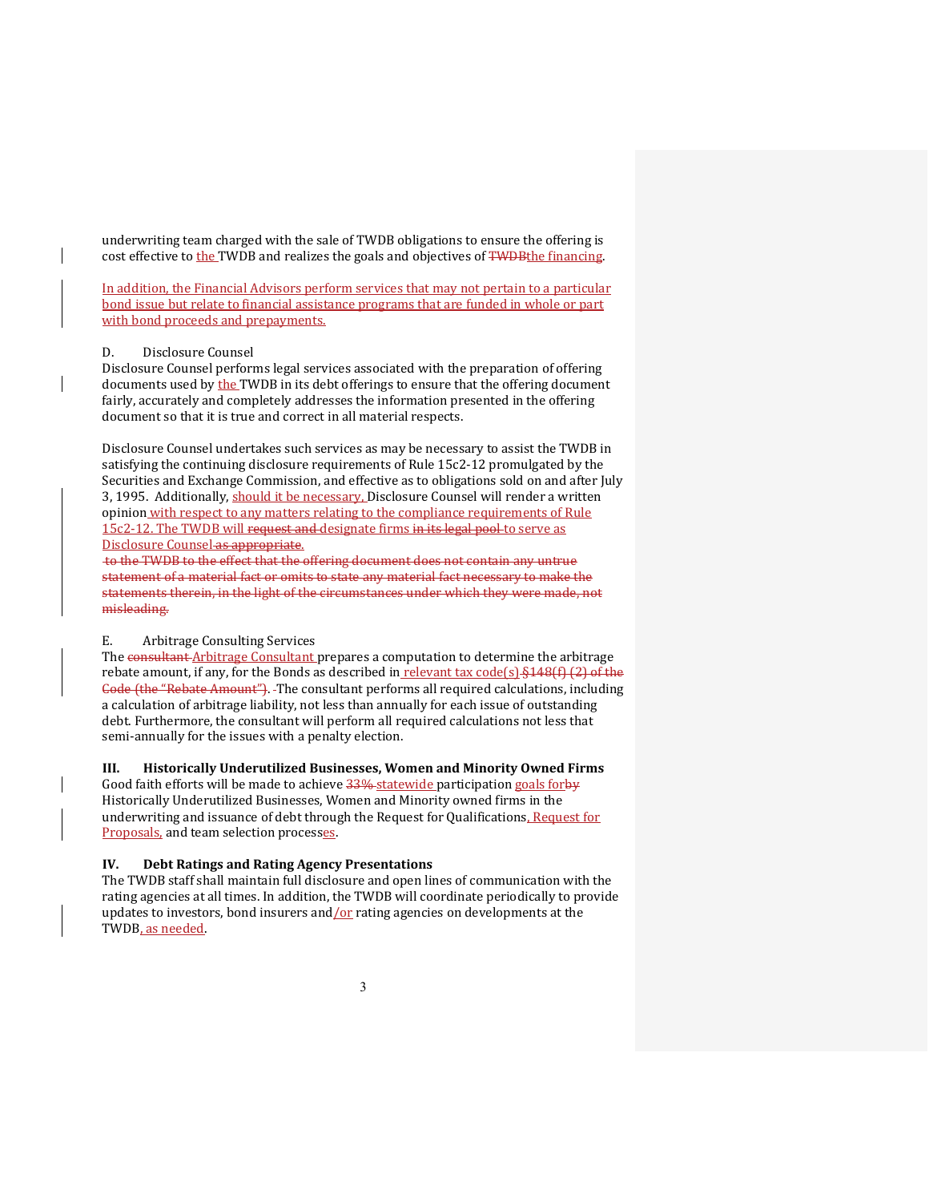underwriting team charged with the sale of TWDB obligations to ensure the offering is cost effective to the TWDB and realizes the goals and objectives of ~~TWDB~~the financing.

In addition, the Financial Advisors perform services that may not pertain to a particular bond issue but relate to financial assistance programs that are funded in whole or part with bond proceeds and prepayments.

D. Disclosure Counsel

Disclosure Counsel performs legal services associated with the preparation of offering documents used by the TWDB in its debt offerings to ensure that the offering document fairly, accurately and completely addresses the information presented in the offering document so that it is true and correct in all material respects.

Disclosure Counsel undertakes such services as may be necessary to assist the TWDB in satisfying the continuing disclosure requirements of Rule 15c2-12 promulgated by the Securities and Exchange Commission, and effective as to obligations sold on and after July 3, 1995. Additionally, should it be necessary, Disclosure Counsel will render a written opinion with respect to any matters relating to the compliance requirements of Rule 15c2-12. The TWDB will ~~request and~~ designate firms ~~in its legal pool~~ to serve as Disclosure Counsel ~~as appropriate.~~

~~to the TWDB to the effect that the offering document does not contain any untrue statement of a material fact or omits to state any material fact necessary to make the statements therein, in the light of the circumstances under which they were made, not misleading.~~

E. Arbitrage Consulting Services

The ~~consultant~~ Arbitrage Consultant prepares a computation to determine the arbitrage rebate amount, if any, for the Bonds as described in relevant tax code(s) ~~§148(f) (2) of the Code (the "Rebate Amount")~~. The consultant performs all required calculations, including a calculation of arbitrage liability, not less than annually for each issue of outstanding debt. Furthermore, the consultant will perform all required calculations not less that semi-annually for the issues with a penalty election.

## III. Historically Underutilized Businesses, Women and Minority Owned Firms

Good faith efforts will be made to achieve ~~33%~~ statewide participation goals for~~by~~ Historically Underutilized Businesses, Women and Minority owned firms in the underwriting and issuance of debt through the Request for Qualifications, Request for Proposals, and team selection processes.

## IV. Debt Ratings and Rating Agency Presentations

The TWDB staff shall maintain full disclosure and open lines of communication with the rating agencies at all times. In addition, the TWDB will coordinate periodically to provide updates to investors, bond insurers and/or rating agencies on developments at the TWDB, as needed.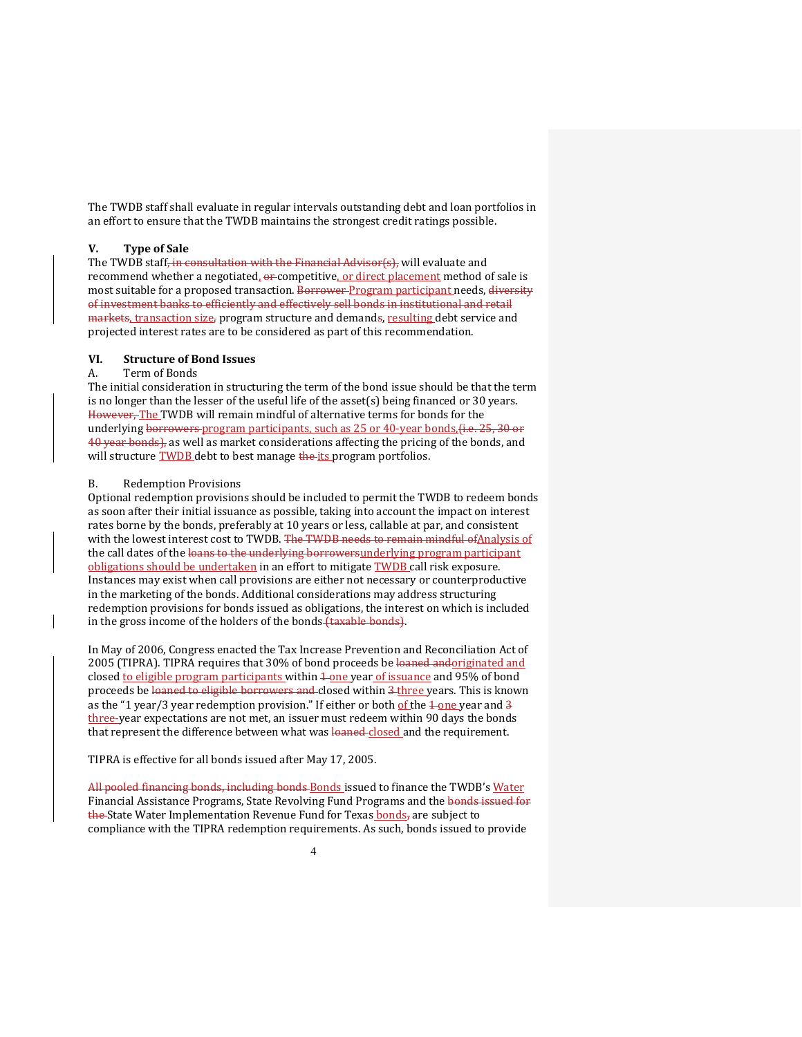The TWDB staff shall evaluate in regular intervals outstanding debt and loan portfolios in an effort to ensure that the TWDB maintains the strongest credit ratings possible.

### V. Type of Sale

The TWDB staff~~, in consultation with the Financial Advisor(s),~~ will evaluate and recommend whether a negotiated, ~~or~~ competitive, or direct placement method of sale is most suitable for a proposed transaction. ~~Borrower~~ Program participant needs, ~~diversity of investment banks to efficiently and effectively sell bonds in institutional and retail markets~~, transaction size~~,~~ program structure and demand~~s~~, resulting debt service and projected interest rates are to be considered as part of this recommendation.

### VI. Structure of Bond Issues

A. Term of Bonds

The initial consideration in structuring the term of the bond issue should be that the term is no longer than the lesser of the useful life of the asset(s) being financed or 30 years. ~~However,~~ The TWDB will remain mindful of alternative terms for bonds for the underlying ~~borrowers~~ program participants, such as 25 or 40-year bonds,~~(i.e. 25, 30 or 40 year bonds),~~ as well as market considerations affecting the pricing of the bonds, and will structure TWDB debt to best manage ~~the~~ its program portfolios.

B. Redemption Provisions

Optional redemption provisions should be included to permit the TWDB to redeem bonds as soon after their initial issuance as possible, taking into account the impact on interest rates borne by the bonds, preferably at 10 years or less, callable at par, and consistent with the lowest interest cost to TWDB. ~~The TWDB needs to remain mindful of~~Analysis of the call dates of the ~~loans to the underlying borrowers~~underlying program participant obligations should be undertaken in an effort to mitigate TWDB call risk exposure. Instances may exist when call provisions are either not necessary or counterproductive in the marketing of the bonds. Additional considerations may address structuring redemption provisions for bonds issued as obligations, the interest on which is included in the gross income of the holders of the bonds ~~(taxable bonds)~~.

In May of 2006, Congress enacted the Tax Increase Prevention and Reconciliation Act of 2005 (TIPRA). TIPRA requires that 30% of bond proceeds be ~~loaned and~~originated and closed to eligible program participants within ~~1~~ one year of issuance and 95% of bond proceeds be ~~loaned to eligible borrowers and~~ closed within ~~3~~ three years. This is known as the "1 year/3 year redemption provision." If either or both of the ~~1~~ one year and ~~3~~ three-year expectations are not met, an issuer must redeem within 90 days the bonds that represent the difference between what was ~~loaned~~ closed and the requirement.

TIPRA is effective for all bonds issued after May 17, 2005.

~~All pooled financing bonds, including bonds~~ Bonds issued to finance the TWDB's Water Financial Assistance Programs, State Revolving Fund Programs and the ~~bonds issued for the~~ State Water Implementation Revenue Fund for Texas bonds~~,~~ are subject to compliance with the TIPRA redemption requirements. As such, bonds issued to provide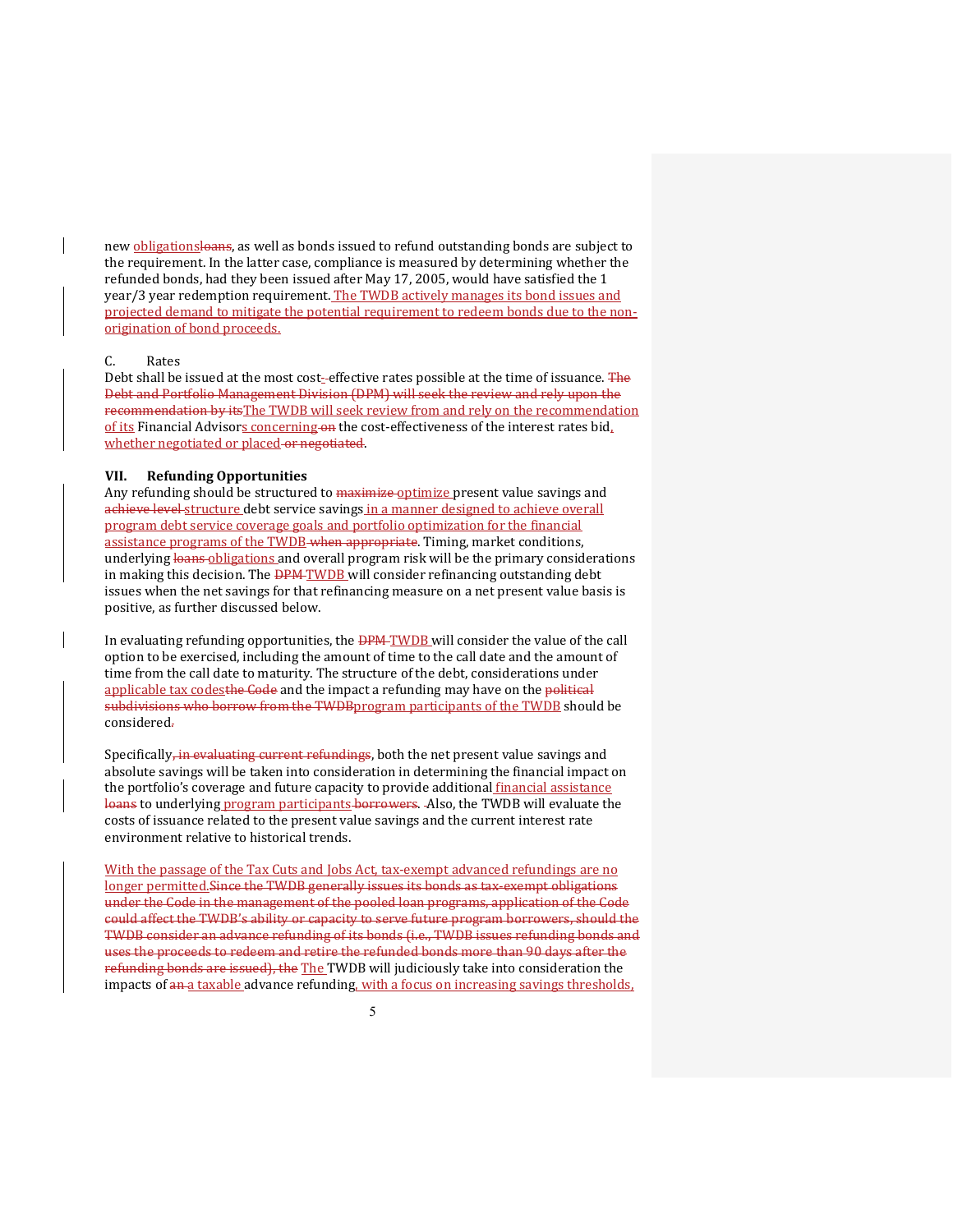new obligations~~loans~~, as well as bonds issued to refund outstanding bonds are subject to the requirement. In the latter case, compliance is measured by determining whether the refunded bonds, had they been issued after May 17, 2005, would have satisfied the 1 year/3 year redemption requirement. The TWDB actively manages its bond issues and projected demand to mitigate the potential requirement to redeem bonds due to the non-origination of bond proceeds.

C. Rates

Debt shall be issued at the most cost~~-~~-effective rates possible at the time of issuance. ~~The Debt and Portfolio Management Division (DPM) will seek the review and rely upon the recommendation by its~~The TWDB will seek review from and rely on the recommendation of its Financial Advisors concerning ~~on~~ the cost-effectiveness of the interest rates bid, whether negotiated or placed ~~or negotiated~~.

## VII. Refunding Opportunities

Any refunding should be structured to ~~maximize~~ optimize present value savings and ~~achieve level~~ structure debt service savings in a manner designed to achieve overall program debt service coverage goals and portfolio optimization for the financial assistance programs of the TWDB ~~when appropriate~~. Timing, market conditions, underlying ~~loans~~ obligations and overall program risk will be the primary considerations in making this decision. The ~~DPM~~ TWDB will consider refinancing outstanding debt issues when the net savings for that refinancing measure on a net present value basis is positive, as further discussed below.

In evaluating refunding opportunities, the ~~DPM~~ TWDB will consider the value of the call option to be exercised, including the amount of time to the call date and the amount of time from the call date to maturity. The structure of the debt, considerations under applicable tax codes~~the Code~~ and the impact a refunding may have on the ~~political subdivisions who borrow from the TWDB~~program participants of the TWDB should be considered~~.~~

Specifically~~, in evaluating current refundings~~, both the net present value savings and absolute savings will be taken into consideration in determining the financial impact on the portfolio's coverage and future capacity to provide additional financial assistance ~~loans~~ to underlying program participants ~~borrowers~~. Also, the TWDB will evaluate the costs of issuance related to the present value savings and the current interest rate environment relative to historical trends.

With the passage of the Tax Cuts and Jobs Act, tax-exempt advanced refundings are no longer permitted.~~Since the TWDB generally issues its bonds as tax-exempt obligations under the Code in the management of the pooled loan programs, application of the Code could affect the TWDB's ability or capacity to serve future program borrowers, should the TWDB consider an advance refunding of its bonds (i.e., TWDB issues refunding bonds and uses the proceeds to redeem and retire the refunded bonds more than 90 days after the refunding bonds are issued), the~~ The TWDB will judiciously take into consideration the impacts of ~~an~~ a taxable advance refunding, with a focus on increasing savings thresholds,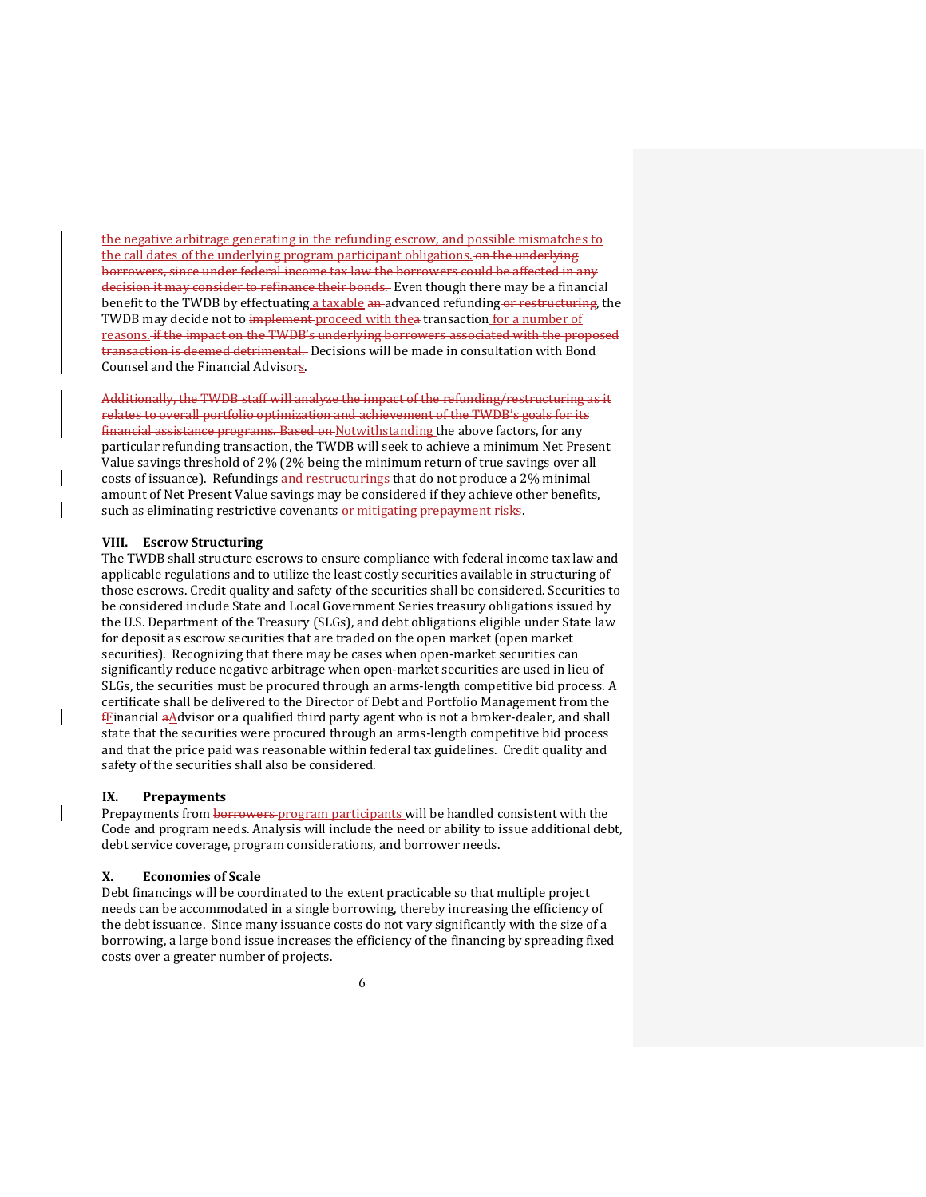the negative arbitrage generating in the refunding escrow, and possible mismatches to the call dates of the underlying program participant obligations. ~~on the underlying borrowers, since under federal income tax law the borrowers could be affected in any decision it may consider to refinance their bonds.~~ Even though there may be a financial benefit to the TWDB by effectuating a taxable ~~an~~ advanced refunding ~~or restructuring~~, the TWDB may decide not to ~~implement~~ proceed with the~~a~~ transaction for a number of reasons. ~~if the impact on the TWDB's underlying borrowers associated with the proposed transaction is deemed detrimental.~~ Decisions will be made in consultation with Bond Counsel and the Financial Advisors.

~~Additionally, the TWDB staff will analyze the impact of the refunding/restructuring as it relates to overall portfolio optimization and achievement of the TWDB's goals for its financial assistance programs. Based on~~ Notwithstanding the above factors, for any particular refunding transaction, the TWDB will seek to achieve a minimum Net Present Value savings threshold of 2% (2% being the minimum return of true savings over all costs of issuance). Refundings ~~and restructurings~~ that do not produce a 2% minimal amount of Net Present Value savings may be considered if they achieve other benefits, such as eliminating restrictive covenants or mitigating prepayment risks.

### VIII. Escrow Structuring

The TWDB shall structure escrows to ensure compliance with federal income tax law and applicable regulations and to utilize the least costly securities available in structuring of those escrows. Credit quality and safety of the securities shall be considered. Securities to be considered include State and Local Government Series treasury obligations issued by the U.S. Department of the Treasury (SLGs), and debt obligations eligible under State law for deposit as escrow securities that are traded on the open market (open market securities). Recognizing that there may be cases when open-market securities can significantly reduce negative arbitrage when open-market securities are used in lieu of SLGs, the securities must be procured through an arms-length competitive bid process. A certificate shall be delivered to the Director of Debt and Portfolio Management from the ~~f~~Financial ~~a~~Advisor or a qualified third party agent who is not a broker-dealer, and shall state that the securities were procured through an arms-length competitive bid process and that the price paid was reasonable within federal tax guidelines. Credit quality and safety of the securities shall also be considered.

### IX. Prepayments

Prepayments from ~~borrowers~~ program participants will be handled consistent with the Code and program needs. Analysis will include the need or ability to issue additional debt, debt service coverage, program considerations, and borrower needs.

### X. Economies of Scale

Debt financings will be coordinated to the extent practicable so that multiple project needs can be accommodated in a single borrowing, thereby increasing the efficiency of the debt issuance. Since many issuance costs do not vary significantly with the size of a borrowing, a large bond issue increases the efficiency of the financing by spreading fixed costs over a greater number of projects.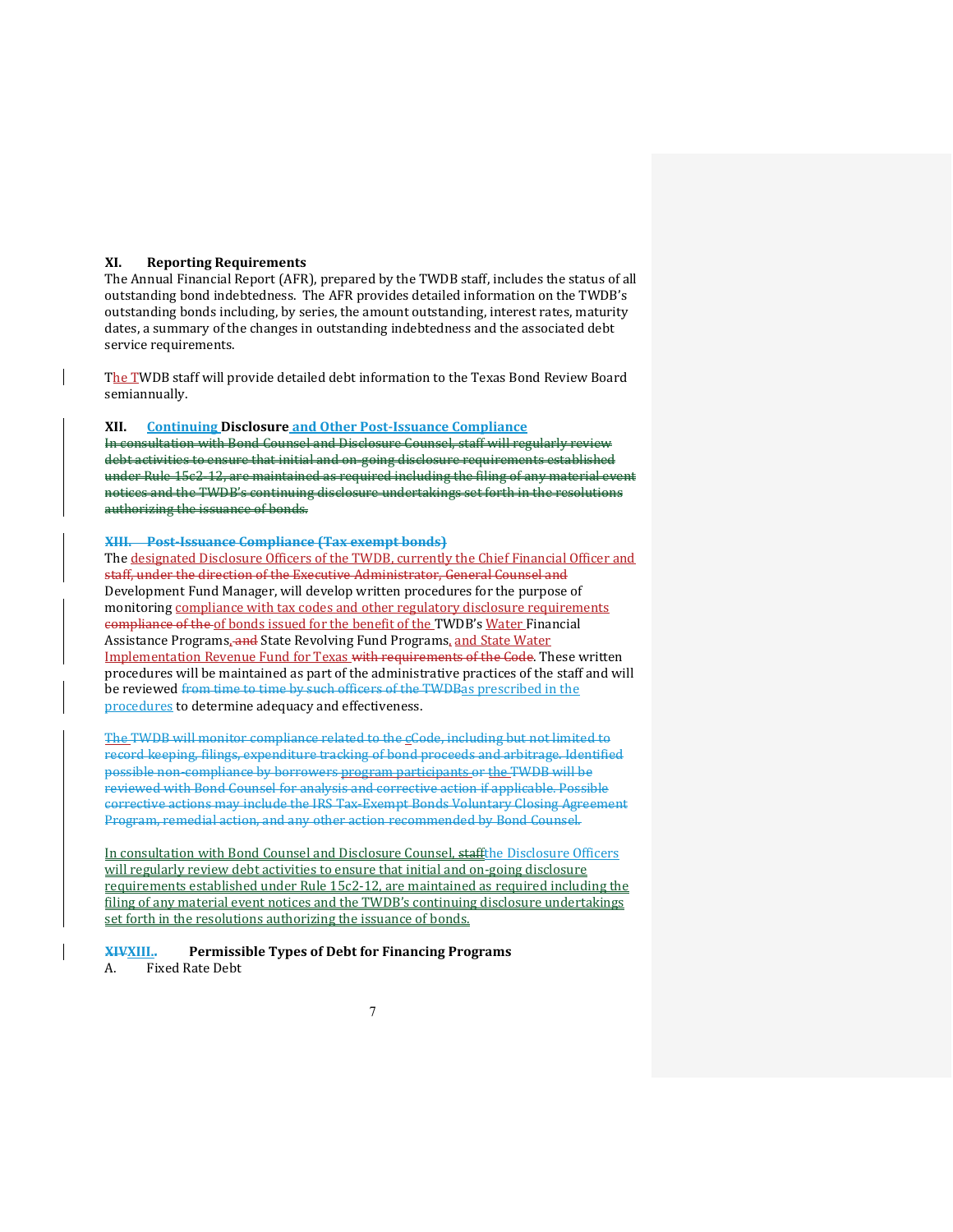## XI. Reporting Requirements

The Annual Financial Report (AFR), prepared by the TWDB staff, includes the status of all outstanding bond indebtedness. The AFR provides detailed information on the TWDB's outstanding bonds including, by series, the amount outstanding, interest rates, maturity dates, a summary of the changes in outstanding indebtedness and the associated debt service requirements.

The TWDB staff will provide detailed debt information to the Texas Bond Review Board semiannually.

## XII. Continuing Disclosure and Other Post-Issuance Compliance

~~In consultation with Bond Counsel and Disclosure Counsel, staff will regularly review debt activities to ensure that initial and on-going disclosure requirements established under Rule 15c2-12, are maintained as required including the filing of any material event notices and the TWDB's continuing disclosure undertakings set forth in the resolutions authorizing the issuance of bonds.~~

~~**XIII. Post-Issuance Compliance (Tax exempt bonds)**~~

The designated Disclosure Officers of the TWDB, currently the Chief Financial Officer and ~~staff, under the direction of the Executive Administrator, General Counsel and~~ Development Fund Manager, will develop written procedures for the purpose of monitoring compliance with tax codes and other regulatory disclosure requirements ~~compliance of the~~ of bonds issued for the benefit of the TWDB's Water Financial Assistance Programs, ~~and~~ State Revolving Fund Programs, and State Water Implementation Revenue Fund for Texas ~~with requirements of the Code~~. These written procedures will be maintained as part of the administrative practices of the staff and will be reviewed ~~from time to time by such officers of the TWDB~~as prescribed in the procedures to determine adequacy and effectiveness.

~~The TWDB will monitor compliance related to the cCode, including but not limited to record keeping, filings, expenditure tracking of bond proceeds and arbitrage. Identified possible non-compliance by borrowers program participants or the TWDB will be reviewed with Bond Counsel for analysis and corrective action if applicable. Possible corrective actions may include the IRS Tax-Exempt Bonds Voluntary Closing Agreement Program, remedial action, and any other action recommended by Bond Counsel.~~

In consultation with Bond Counsel and Disclosure Counsel, ~~staff~~the Disclosure Officers will regularly review debt activities to ensure that initial and on-going disclosure requirements established under Rule 15c2-12, are maintained as required including the filing of any material event notices and the TWDB's continuing disclosure undertakings set forth in the resolutions authorizing the issuance of bonds.

## ~~XIV~~XIII. Permissible Types of Debt for Financing Programs

A. Fixed Rate Debt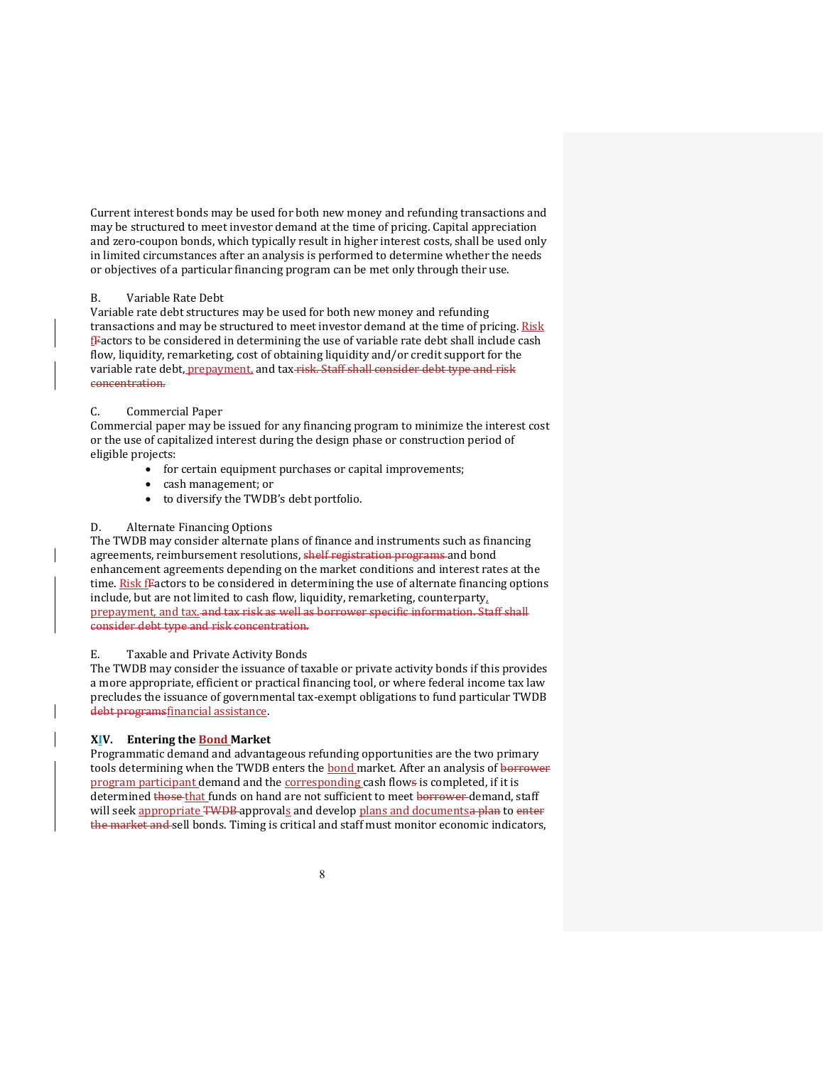Current interest bonds may be used for both new money and refunding transactions and may be structured to meet investor demand at the time of pricing. Capital appreciation and zero-coupon bonds, which typically result in higher interest costs, shall be used only in limited circumstances after an analysis is performed to determine whether the needs or objectives of a particular financing program can be met only through their use.

B. Variable Rate Debt

Variable rate debt structures may be used for both new money and refunding transactions and may be structured to meet investor demand at the time of pricing. Risk f~~F~~actors to be considered in determining the use of variable rate debt shall include cash flow, liquidity, remarketing, cost of obtaining liquidity and/or credit support for the variable rate debt, prepayment, and tax ~~risk. Staff shall consider debt type and risk concentration.~~

C. Commercial Paper

Commercial paper may be issued for any financing program to minimize the interest cost or the use of capitalized interest during the design phase or construction period of eligible projects:

- for certain equipment purchases or capital improvements;
- cash management; or
- to diversify the TWDB's debt portfolio.

D. Alternate Financing Options

The TWDB may consider alternate plans of finance and instruments such as financing agreements, reimbursement resolutions, ~~shelf registration programs~~ and bond enhancement agreements depending on the market conditions and interest rates at the time. Risk f~~F~~actors to be considered in determining the use of alternate financing options include, but are not limited to cash flow, liquidity, remarketing, counterparty, prepayment, and tax. ~~and tax risk as well as borrower specific information. Staff shall consider debt type and risk concentration.~~

E. Taxable and Private Activity Bonds

The TWDB may consider the issuance of taxable or private activity bonds if this provides a more appropriate, efficient or practical financing tool, or where federal income tax law precludes the issuance of governmental tax-exempt obligations to fund particular TWDB ~~debt programs~~financial assistance.

**XIV. Entering the Bond Market**

Programmatic demand and advantageous refunding opportunities are the two primary tools determining when the TWDB enters the bond market. After an analysis of ~~borrower~~ program participant demand and the corresponding cash flow~~s~~ is completed, if it is determined ~~those~~ that funds on hand are not sufficient to meet ~~borrower~~ demand, staff will seek appropriate ~~TWDB~~ approvals and develop plans and documents~~a plan~~ to ~~enter the market and~~ sell bonds. Timing is critical and staff must monitor economic indicators,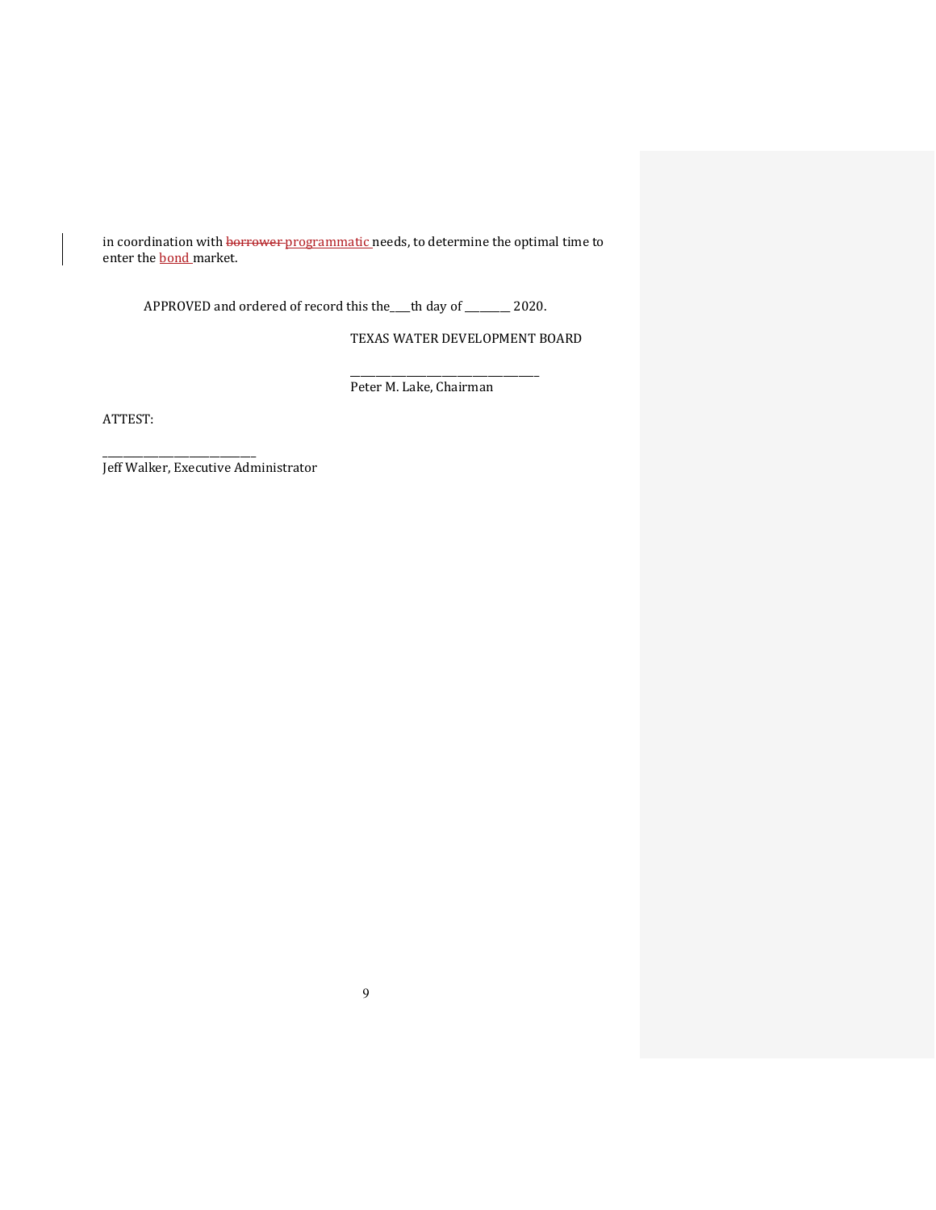in coordination with ~~borrower~~ programmatic needs, to determine the optimal time to enter the bond market.

APPROVED and ordered of record this the___th day of ________ 2020.

TEXAS WATER DEVELOPMENT BOARD

______________________________
Peter M. Lake, Chairman

ATTEST:

__________________________
Jeff Walker, Executive Administrator